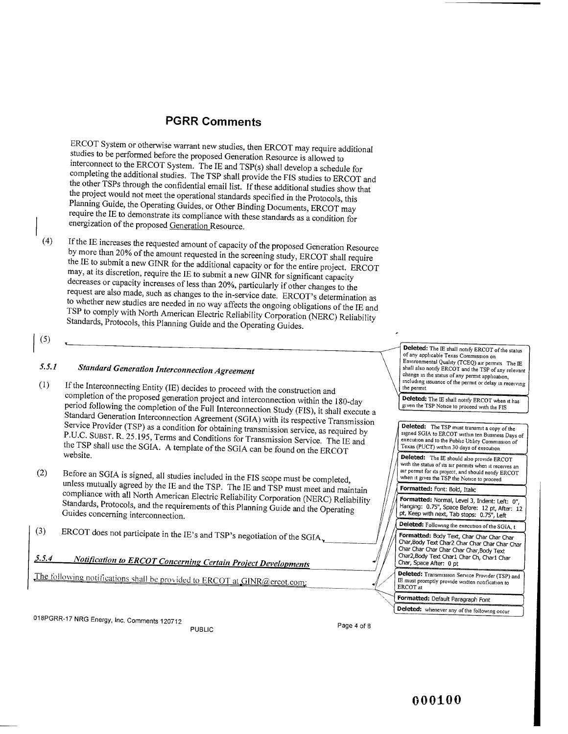## PGRR Comments

ERCOT System or otherwise warrant new studies, then ERCOT may require additional studies to be performed before the proposed Generation Resource is allowed to interconnect to the ERCOT System. The IE and TSP(s) shall develop a schedule for completing the additional studies. The TSP shall provide the FIS studies to ERCOT and the other TSPs through the confidential email list. If these additional studies show that the project would not meet the operational standards specified in the Protocols, this Planning Guide, the Operating Guides, or Other Binding Documents, ERCOT may require the IE to demonstrate its compliance with these standards as a condition for energization of the proposed Generation Resource.

(4) If the IE increases the requested amount of capacity of the proposed Generation Resource by more than 20% of the amount requested in the screening study, ERCOT shall require the IE to submit a new GINR for the additional capacity or for the entire project. ERCOT may, at its discretion, require the IE to submit a new GINR for significant capacity decreases or capacity increases of less than 20%, particularly if other changes to the request are also made, such as changes to the in-service date. ERCOT's determination as to whether new studies are needed in no way affects the ongoing obligations of the IE and TSP to comply with North American Electric Reliability Corporation (NERC) Reliability Standards, Protocols, this Planning Guide and the Operating Guides.

(5)

### *5.5.1 Standard Generation Interconnection Agreement*

(1) If the Interconnecting Entity (IE) decides to proceed with the construction and completion of the proposed generation project and interconnection within the 180-day period following the completion of the Full Interconnection Study (FIS), it shall execute a Standard Generation Interconnection Agreement (SGIA) with its respective Transmission Service Provider (TSP) as a condition for obtaining transmission service, as required by P.U.C. SUBST. R. 25.195, Terms and Conditions for Transmission Service. The IE and the TSP shall use the SGIA. A template of the SGIA can be found on the ERCOT website.

(2) Before an SGIA is signed, all studies included in the FIS scope must be completed, unless mutually agreed by the IE and the TSP. The IE and TSP must meet and maintain compliance with all North American Electric Reliability Corporation (NERC) Reliability Standards, Protocols, and the requirements of this Planning Guide and the Operating Guides concerning interconnection.

(3) ERCOT does not participate in the IE's and TSP's negotiation of the SGIA.

### *5.5.4 Notification to ERCOT Concerning Certain Project Developments*

The following notifications shall be provided to ERCOT at GINR@ercot.com:

**Deleted:** The IE shall notify ERCOT of the status of any applicable Texas Commission on Environmental Quality (TCEQ) air permits. The IE shall also notify ERCOT and the TSP of any relevant change in the status of any permit application, including issuance of the permit or delay in receiving the permit.

**Deleted:** The IE shall notify ERCOT when it has given the TSP Notice to proceed with the FIS

**Deleted:** The TSP must transmit a copy of the signed SGIA to ERCOT within ten Business Days of execution and to the Public Utility Commission of Texas (PUCT) within 30 days of execution.

**Deleted:** The IE should also provide ERCOT with the status of its air permits when it receives an air permit for its project, and should notify ERCOT when it gives the TSP the Notice to proceed

**Formatted:** Font: Bold, Italic

**Formatted:** Normal, Level 3, Indent: Left: 0", Hanging: 0.75", Space Before: 12 pt, After: 12 pt, Keep with next, Tab stops: 0.75", Left

**Deleted:** Following the execution of the SGIA, t

**Formatted:** Body Text, Char Char Char Char Char,Body Text Char2 Char Char Char Char Char Char Char Char Char Char Char,Body Text Char2,Body Text Char1 Char Ch, Char1 Char Char, Space After: 0 pt

**Deleted:** Transmission Service Provider (TSP) and IE must promptly provide written notification to ERCOT at

**Formatted:** Default Paragraph Font

**Deleted:** whenever any of the following occur

018PGRR-17 NRG Energy, Inc. Comments 120712

PUBLIC

000100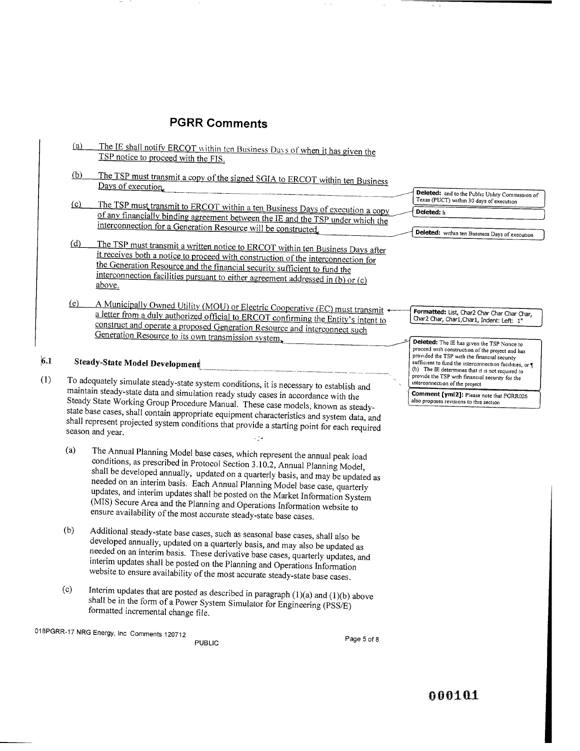# PGRR Comments

(a) The IE shall notify ERCOT within ten Business Days of when it has given the TSP notice to proceed with the FIS.

(b) The TSP must transmit a copy of the signed SGIA to ERCOT within ten Business Days of execution.

(c) The TSP must transmit to ERCOT within a ten Business Days of execution a copy of any financially binding agreement between the IE and the TSP under which the interconnection for a Generation Resource will be constructed.

(d) The TSP must transmit a written notice to ERCOT within ten Business Days after it receives both a notice to proceed with construction of the interconnection for the Generation Resource and the financial security sufficient to fund the interconnection facilities pursuant to either agreement addressed in (b) or (c) above.

(e) A Municipally Owned Utility (MOU) or Electric Cooperative (EC) must transmit a letter from a duly authorized official to ERCOT confirming the Entity's intent to construct and operate a proposed Generation Resource and interconnect such Generation Resource to its own transmission system.

> **Deleted:** and to the Public Utility Commission of Texas (PUCT) within 30 days of execution
>
> **Deleted:** h
>
> **Deleted:** within ten Business Days of execution
>
> **Formatted:** List, Char2 Char Char Char Char, Char2 Char, Char1,Char1, Indent: Left: 1"
>
> **Deleted:** The IE has given the TSP Notice to proceed with construction of the project and has provided the TSP with the financial security sufficient to fund the interconnection facilities, or
> (b) The IE determines that it is not required to provide the TSP with financial security for the interconnection of the project
>
> **Comment [yml2]:** Please note that PGRR026 also proposes revisions to this section

## 6.1 Steady-State Model Development

(1) To adequately simulate steady-state system conditions, it is necessary to establish and maintain steady-state data and simulation ready study cases in accordance with the Steady State Working Group Procedure Manual. These case models, known as steady-state base cases, shall contain appropriate equipment characteristics and system data, and shall represent projected system conditions that provide a starting point for each required season and year.

(a) The Annual Planning Model base cases, which represent the annual peak load conditions, as prescribed in Protocol Section 3.10.2, Annual Planning Model, shall be developed annually, updated on a quarterly basis, and may be updated as needed on an interim basis. Each Annual Planning Model base case, quarterly updates, and interim updates shall be posted on the Market Information System (MIS) Secure Area and the Planning and Operations Information website to ensure availability of the most accurate steady-state base cases.

(b) Additional steady-state base cases, such as seasonal base cases, shall also be developed annually, updated on a quarterly basis, and may also be updated as needed on an interim basis. These derivative base cases, quarterly updates, and interim updates shall be posted on the Planning and Operations Information website to ensure availability of the most accurate steady-state base cases.

(c) Interim updates that are posted as described in paragraph (1)(a) and (1)(b) above shall be in the form of a Power System Simulator for Engineering (PSS/E) formatted incremental change file.

018PGRR-17 NRG Energy, Inc Comments 120712

PUBLIC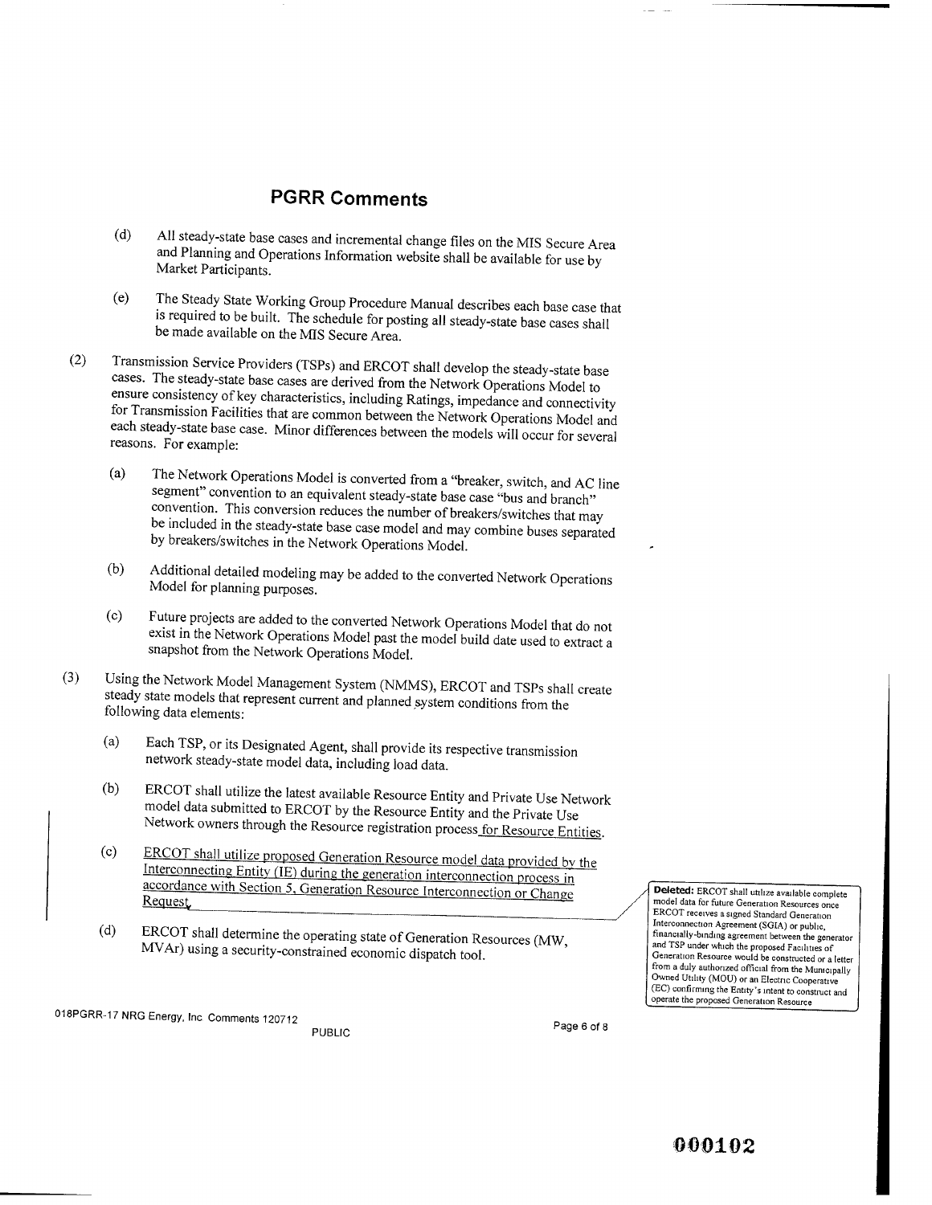## PGRR Comments

(d) All steady-state base cases and incremental change files on the MIS Secure Area and Planning and Operations Information website shall be available for use by Market Participants.

(e) The Steady State Working Group Procedure Manual describes each base case that is required to be built. The schedule for posting all steady-state base cases shall be made available on the MIS Secure Area.

(2) Transmission Service Providers (TSPs) and ERCOT shall develop the steady-state base cases. The steady-state base cases are derived from the Network Operations Model to ensure consistency of key characteristics, including Ratings, impedance and connectivity for Transmission Facilities that are common between the Network Operations Model and each steady-state base case. Minor differences between the models will occur for several reasons. For example:

(a) The Network Operations Model is converted from a "breaker, switch, and AC line segment" convention to an equivalent steady-state base case "bus and branch" convention. This conversion reduces the number of breakers/switches that may be included in the steady-state base case model and may combine buses separated by breakers/switches in the Network Operations Model.

(b) Additional detailed modeling may be added to the converted Network Operations Model for planning purposes.

(c) Future projects are added to the converted Network Operations Model that do not exist in the Network Operations Model past the model build date used to extract a snapshot from the Network Operations Model.

(3) Using the Network Model Management System (NMMS), ERCOT and TSPs shall create steady state models that represent current and planned system conditions from the following data elements:

(a) Each TSP, or its Designated Agent, shall provide its respective transmission network steady-state model data, including load data.

(b) ERCOT shall utilize the latest available Resource Entity and Private Use Network model data submitted to ERCOT by the Resource Entity and the Private Use Network owners through the Resource registration process for Resource Entities.

(c) ERCOT shall utilize proposed Generation Resource model data provided by the Interconnecting Entity (IE) during the generation interconnection process in accordance with Section 5, Generation Resource Interconnection or Change Request.

**Deleted:** ERCOT shall utilize available complete model data for future Generation Resources once ERCOT receives a signed Standard Generation Interconnection Agreement (SGIA) or public, financially-binding agreement between the generator and TSP under which the proposed Facilities of Generation Resource would be constructed or a letter from a duly authorized official from the Municipally Owned Utility (MOU) or an Electric Cooperative (EC) confirming the Entity's intent to construct and operate the proposed Generation Resource

(d) ERCOT shall determine the operating state of Generation Resources (MW, MVAr) using a security-constrained economic dispatch tool.

018PGRR-17 NRG Energy, Inc Comments 120712

PUBLIC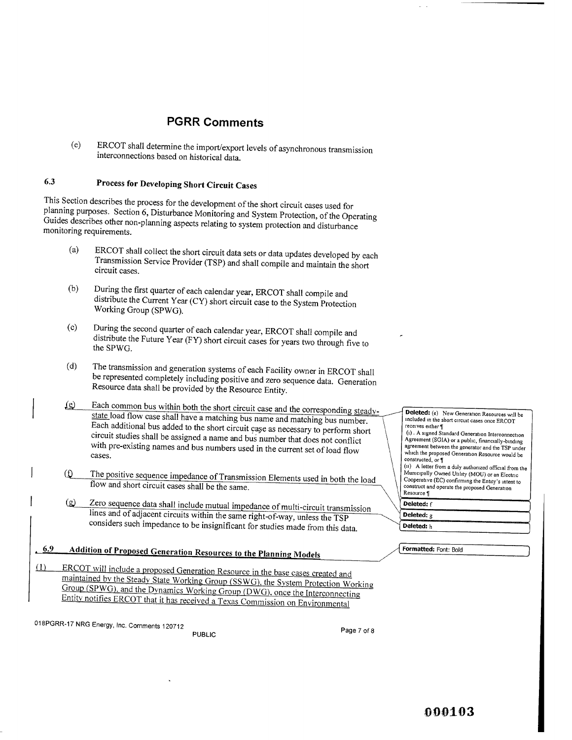# PGRR Comments

(e) ERCOT shall determine the import/export levels of asynchronous transmission interconnections based on historical data.

### 6.3 Process for Developing Short Circuit Cases

This Section describes the process for the development of the short circuit cases used for planning purposes. Section 6, Disturbance Monitoring and System Protection, of the Operating Guides describes other non-planning aspects relating to system protection and disturbance monitoring requirements.

(a) ERCOT shall collect the short circuit data sets or data updates developed by each Transmission Service Provider (TSP) and shall compile and maintain the short circuit cases.

(b) During the first quarter of each calendar year, ERCOT shall compile and distribute the Current Year (CY) short circuit case to the System Protection Working Group (SPWG).

(c) During the second quarter of each calendar year, ERCOT shall compile and distribute the Future Year (FY) short circuit cases for years two through five to the SPWG.

(d) The transmission and generation systems of each Facility owner in ERCOT shall be represented completely including positive and zero sequence data. Generation Resource data shall be provided by the Resource Entity.

(e) Each common bus within both the short circuit case and the corresponding steady-state load flow case shall have a matching bus name and matching bus number. Each additional bus added to the short circuit case as necessary to perform short circuit studies shall be assigned a name and bus number that does not conflict with pre-existing names and bus numbers used in the current set of load flow cases.

(f) The positive sequence impedance of Transmission Elements used in both the load flow and short circuit cases shall be the same.

(g) Zero sequence data shall include mutual impedance of multi-circuit transmission lines and of adjacent circuits within the same right-of-way, unless the TSP considers such impedance to be insignificant for studies made from this data.

**Deleted:** (e) New Generation Resources will be included in the short circuit cases once ERCOT receives either
(i) A signed Standard Generation Interconnection Agreement (SGIA) or a public, financially-binding agreement between the generator and the TSP under which the proposed Generation Resource would be constructed, or
(ii) A letter from a duly authorized official from the Municipally Owned Utility (MOU) or an Electric Cooperative (EC) confirming the Entity's intent to construct and operate the proposed Generation Resource

**Deleted:** f

**Deleted:** g

**Deleted:** h

### 6.9 Addition of Proposed Generation Resources to the Planning Models

**Formatted:** Font: Bold

(1) ERCOT will include a proposed Generation Resource in the base cases created and maintained by the Steady State Working Group (SSWG), the System Protection Working Group (SPWG), and the Dynamics Working Group (DWG), once the Interconnecting Entity notifies ERCOT that it has received a Texas Commission on Environmental

018PGRR-17 NRG Energy, Inc. Comments 120712

PUBLIC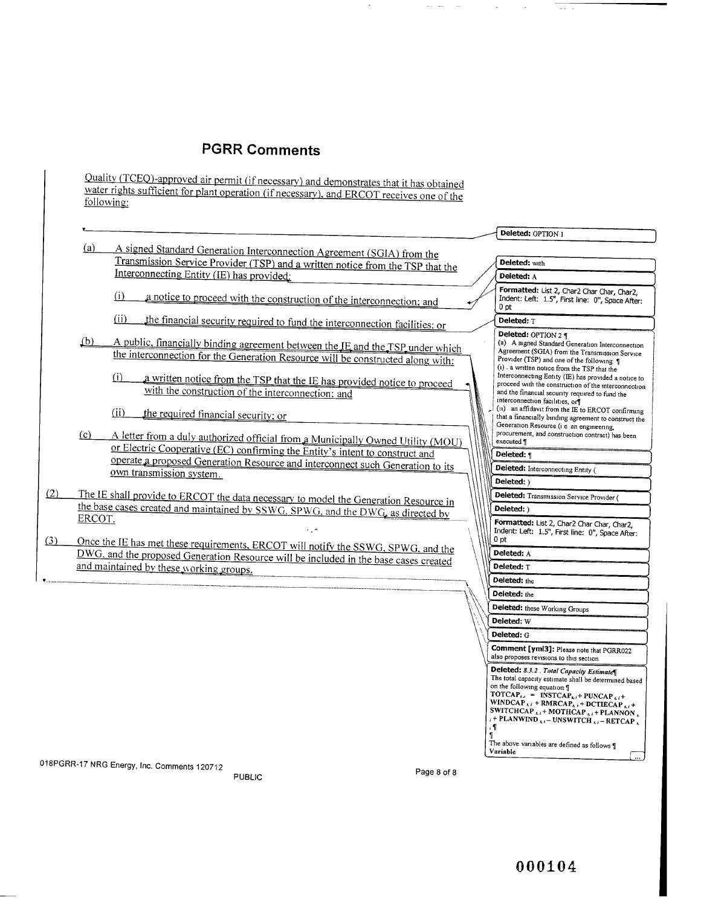## PGRR Comments

Quality (TCEQ)-approved air permit (if necessary) and demonstrates that it has obtained water rights sufficient for plant operation (if necessary), and ERCOT receives one of the following:

(a) A signed Standard Generation Interconnection Agreement (SGIA) from the Transmission Service Provider (TSP) and a written notice from the TSP that the Interconnecting Entity (IE) has provided:

(i) a notice to proceed with the construction of the interconnection; and

(ii) the financial security required to fund the interconnection facilities; or

(b) A public, financially binding agreement between the IE and the TSP under which the interconnection for the Generation Resource will be constructed along with:

(i) a written notice from the TSP that the IE has provided notice to proceed with the construction of the interconnection; and

(ii) the required financial security; or

(c) A letter from a duly authorized official from a Municipally Owned Utility (MOU) or Electric Cooperative (EC) confirming the Entity's intent to construct and operate a proposed Generation Resource and interconnect such Generation to its own transmission system.

(2) The IE shall provide to ERCOT the data necessary to model the Generation Resource in the base cases created and maintained by SSWG, SPWG, and the DWG, as directed by ERCOT.

(3) Once the IE has met these requirements, ERCOT will notify the SSWG, SPWG, and the DWG, and the proposed Generation Resource will be included in the base cases created and maintained by these working groups.

---

Deleted: OPTION 1

Deleted: with

Deleted: A

Formatted: List 2, Char2 Char Char, Char2, Indent: Left: 1.5", First line: 0", Space After: 0 pt

Deleted: T

Deleted: OPTION 2 ¶
(a) A signed Standard Generation Interconnection Agreement (SGIA) from the Transmission Service Provider (TSP) and one of the following: ¶
(i) a written notice from the TSP that the Interconnecting Entity (IE) has provided a notice to proceed with the construction of the interconnection and the financial security required to fund the interconnection facilities, or¶
(ii) an affidavit from the IE to ERCOT confirming that a financially binding agreement to construct the Generation Resource (i.e. an engineering, procurement, and construction contract) has been executed.¶

Deleted: ¶

Deleted: Interconnecting Entity (

Deleted: )

Deleted: Transmission Service Provider (

Deleted: )

Formatted: List 2, Char2 Char Char, Char2, Indent: Left: 1.5", First line: 0", Space After: 0 pt

Deleted: A

Deleted: T

Deleted: the

Deleted: the

Deleted: these Working Groups

Deleted: W

Deleted: G

Comment [yml3]: Please note that PGRR022 also proposes revisions to this section

Deleted: *8.3.2 Total Capacity Estimate*¶
The total capacity estimate shall be determined based on the following equation ¶
**TOTCAP$_{r,i}$ = INSTCAP$_{r,i}$ + PUNCAP$_{r,i}$ + WINDCAP$_{r,i}$ + RMRCAP$_{r,i}$ + DCTIECAP$_{r,i}$ + SWITCHCAP$_{r,i}$ + MOTHCAP$_{r,i}$ + PLANNON$_{r,i}$ + PLANWIND$_{r,i}$ – UNSWITCH$_{r,i}$ – RETCAP$_{r,i}$**¶
¶
The above variables are defined as follows ¶
**Variable**

018PGRR-17 NRG Energy, Inc. Comments 120712

PUBLIC

000104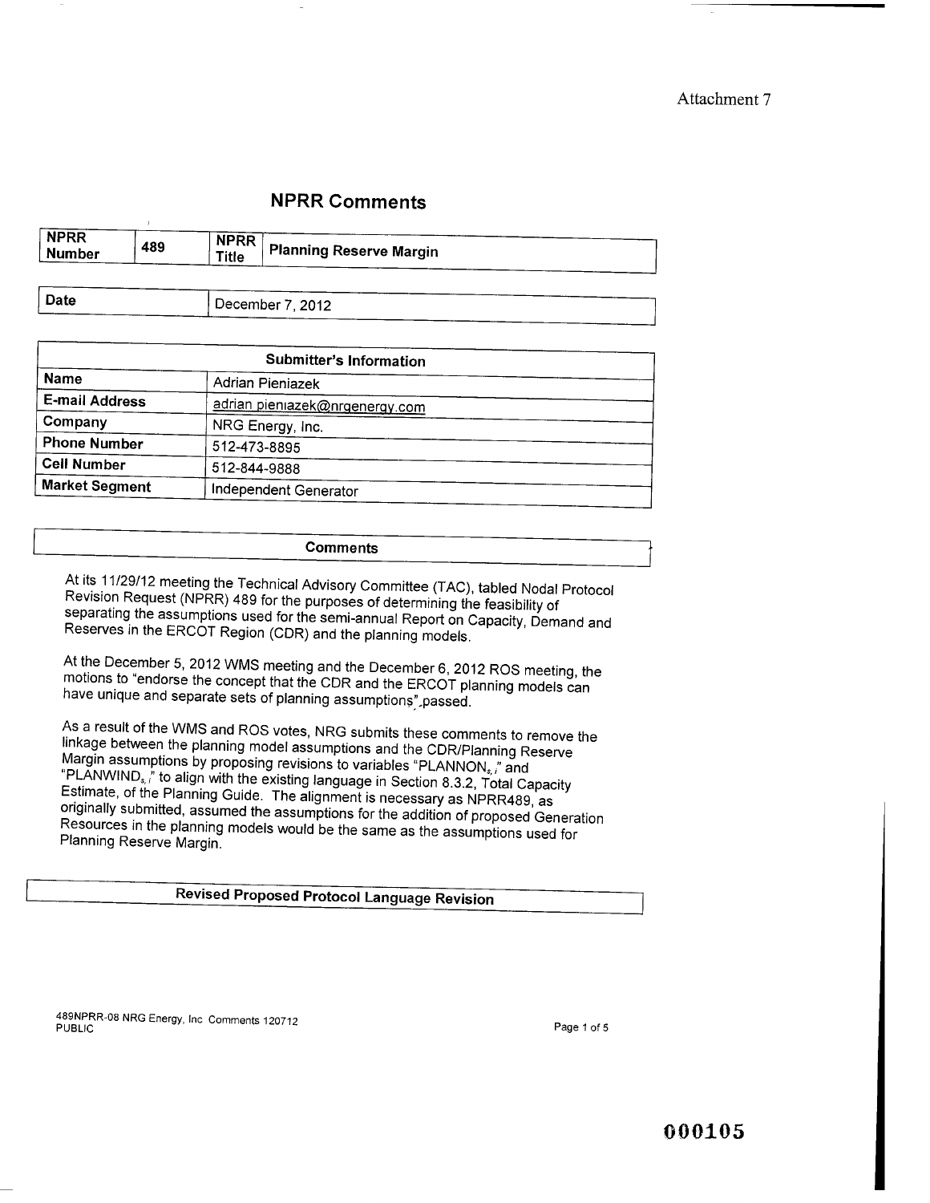Attachment 7

# NPRR Comments

| NPRR Number | 489 | NPRR Title | Planning Reserve Margin |
|---|---|---|---|

| Date | December 7, 2012 |
|---|---|

| Submitter's Information | |
|---|---|
| Name | Adrian Pieniazek |
| E-mail Address | adrian.pieniazek@nrgenergy.com |
| Company | NRG Energy, Inc. |
| Phone Number | 512-473-8895 |
| Cell Number | 512-844-9888 |
| Market Segment | Independent Generator |

## Comments

At its 11/29/12 meeting the Technical Advisory Committee (TAC), tabled Nodal Protocol Revision Request (NPRR) 489 for the purposes of determining the feasibility of separating the assumptions used for the semi-annual Report on Capacity, Demand and Reserves in the ERCOT Region (CDR) and the planning models.

At the December 5, 2012 WMS meeting and the December 6, 2012 ROS meeting, the motions to "endorse the concept that the CDR and the ERCOT planning models can have unique and separate sets of planning assumptions" passed.

As a result of the WMS and ROS votes, NRG submits these comments to remove the linkage between the planning model assumptions and the CDR/Planning Reserve Margin assumptions by proposing revisions to variables "$PLANNON_{s,i}$" and "$PLANWIND_{s,i}$" to align with the existing language in Section 8.3.2, Total Capacity Estimate, of the Planning Guide. The alignment is necessary as NPRR489, as originally submitted, assumed the assumptions for the addition of proposed Generation Resources in the planning models would be the same as the assumptions used for Planning Reserve Margin.

## Revised Proposed Protocol Language Revision

489NPRR-08 NRG Energy, Inc Comments 120712
PUBLIC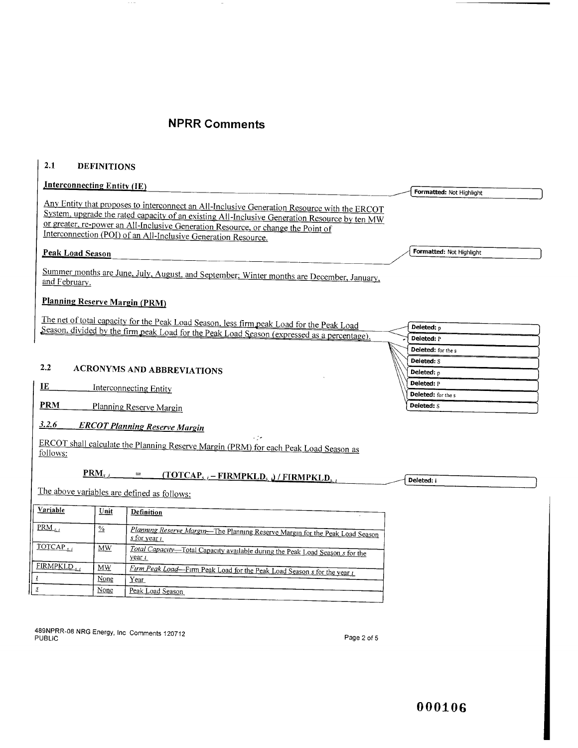# NPRR Comments

## 2.1 DEFINITIONS

**Interconnecting Entity (IE)**

Any Entity that proposes to interconnect an All-Inclusive Generation Resource with the ERCOT System, upgrade the rated capacity of an existing All-Inclusive Generation Resource by ten MW or greater, re-power an All-Inclusive Generation Resource, or change the Point of Interconnection (POI) of an All-Inclusive Generation Resource.

**Peak Load Season**

Summer months are June, July, August, and September; Winter months are December, January, and February.

**Planning Reserve Margin (PRM)**

The net of total capacity for the Peak Load Season, less firm peak Load for the Peak Load Season, divided by the firm peak Load for the Peak Load Season (expressed as a percentage).

## 2.2 ACRONYMS AND ABBREVIATIONS

**IE** Interconnecting Entity

**PRM** Planning Reserve Margin

### *3.2.6 ERCOT Planning Reserve Margin*

ERCOT shall calculate the Planning Reserve Margin (PRM) for each Peak Load Season as follows:

$$PRM_{s,i} = (TOTCAP_{s,i} - FIRMPKLD_{s,i}) / FIRMPKLD_{s,i}$$

The above variables are defined as follows:

| Variable | Unit | Definition |
|---|---|---|
| $PRM_{s,i}$ | % | *Planning Reserve Margin*—The Planning Reserve Margin for the Peak Load Season *s* for year *i* |
| $TOTCAP_{s,i}$ | MW | *Total Capacity*—Total Capacity available during the Peak Load Season *s* for the year *i* |
| $FIRMPKLD_{s,i}$ | MW | *Firm Peak Load*—Firm Peak Load for the Peak Load Season *s* for the year *i* |
| *i* | None | Year |
| *s* | None | Peak Load Season |

489NPRR-08 NRG Energy, Inc Comments 120712
PUBLIC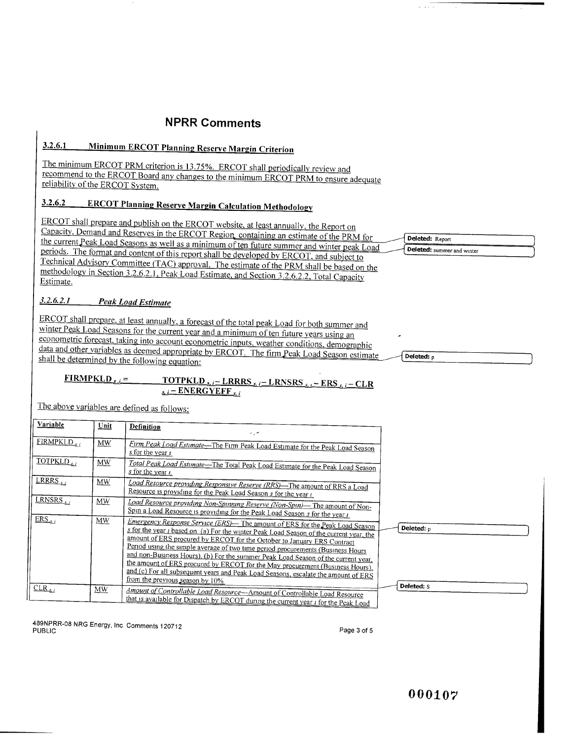## NPRR Comments

### 3.2.6.1 Minimum ERCOT Planning Reserve Margin Criterion

The minimum ERCOT PRM criterion is 13.75%. ERCOT shall periodically review and recommend to the ERCOT Board any changes to the minimum ERCOT PRM to ensure adequate reliability of the ERCOT System.

### 3.2.6.2 ERCOT Planning Reserve Margin Calculation Methodology

ERCOT shall prepare and publish on the ERCOT website, at least annually, the Report on Capacity, Demand and Reserves in the ERCOT Region, containing an estimate of the PRM for the current Peak Load Seasons as well as a minimum of ten future summer and winter peak Load periods. The format and content of this report shall be developed by ERCOT, and subject to Technical Advisory Committee (TAC) approval. The estimate of the PRM shall be based on the methodology in Section 3.2.6.2.1, Peak Load Estimate, and Section 3.2.6.2.2, Total Capacity Estimate.

Deleted: Report

Deleted: summer and winter

#### *3.2.6.2.1 Peak Load Estimate*

ERCOT shall prepare, at least annually, a forecast of the total peak Load for both summer and winter Peak Load Seasons for the current year and a minimum of ten future years using an econometric forecast, taking into account econometric inputs, weather conditions, demographic data and other variables as deemed appropriate by ERCOT. The firm Peak Load Season estimate shall be determined by the following equation:

Deleted: p

$$FIRMPKLD_{s,i} = TOTPKLD_{s,i} - LRRRS_{s,i} - LRNSRS_{s,i} - ERS_{s,i} - CLR_{s,i} - ENERGYEFF_{s,i}$$

The above variables are defined as follows:

| Variable | Unit | Definition |
|---|---|---|
| $FIRMPKLD_{s,i}$ | MW | *Firm Peak Load Estimate*—The Firm Peak Load Estimate for the Peak Load Season *s* for the year *i* |
| $TOTPKLD_{s,i}$ | MW | *Total Peak Load Estimate*—The Total Peak Load Estimate for the Peak Load Season *s* for the year *i*. |
| $LRRRS_{s,i}$ | MW | *Load Resource providing Responsive Reserve (RRS)*—The amount of RRS a Load Resource is providing for the Peak Load Season *s* for the year *i*. |
| $LRNSRS_{s,i}$ | MW | *Load Resource providing Non-Spinning Reserve (Non-Spin)*—The amount of Non-Spin a Load Resource is providing for the Peak Load Season *s* for the year *i* |
| $ERS_{s,i}$ | MW | *Emergency Response Service (ERS)*—The amount of ERS for the Peak Load Season *s* for the year *i* based on (a) For the winter Peak Load Season of the current year, the amount of ERS procured by ERCOT for the October to January ERS Contract Period using the simple average of two time period procurements (Business Hours and non-Business Hours). (b) For the summer Peak Load Season of the current year, the amount of ERS procured by ERCOT for the May procurement (Business Hours), and (c) For all subsequent years and Peak Load Seasons, escalate the amount of ERS from the previous season by 10%. |
| $CLR_{s,i}$ | MW | *Amount of Controllable Load Resource*—Amount of Controllable Load Resource that is available for Dispatch by ERCOT during the current year *i* for the Peak Load |

Deleted: p

Deleted: s

489NPRR-08 NRG Energy, Inc. Comments 120712
PUBLIC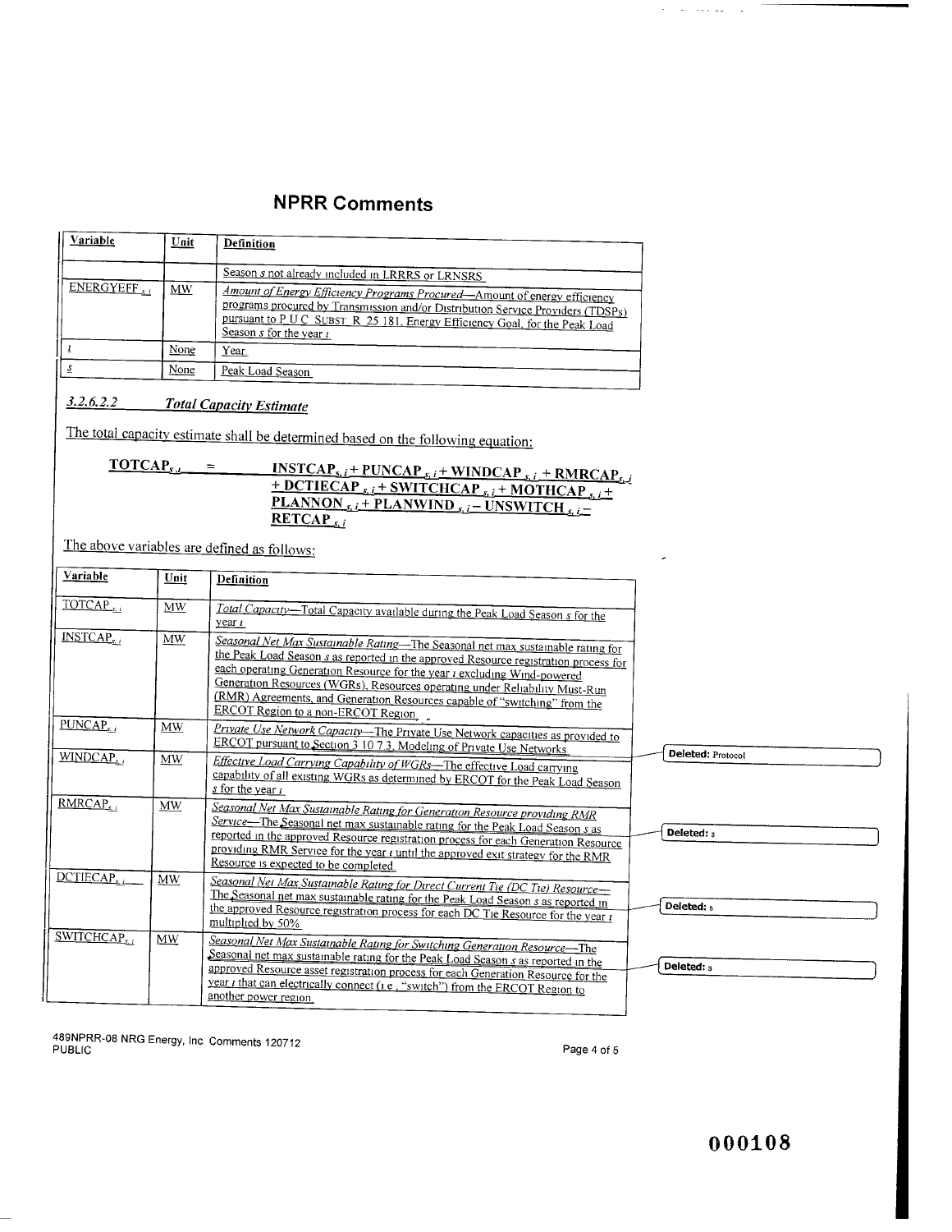## NPRR Comments

| Variable | Unit | Definition |
|---|---|---|
| | | Season $s$ not already included in LRRRS or LRNSRS |
| $ENERGYEFF_{s, i}$ | MW | *Amount of Energy Efficiency Programs Procured*—Amount of energy efficiency programs procured by Transmission and/or Distribution Service Providers (TDSPs) pursuant to P.U.C. SUBST. R. 25.181, Energy Efficiency Goal, for the Peak Load Season $s$ for the year $i$ |
| $i$ | None | Year |
| $s$ | None | Peak Load Season |

### *3.2.6.2.2 Total Capacity Estimate*

The total capacity estimate shall be determined based on the following equation:

$$TOTCAP_{s, i} = INSTCAP_{s, i} + PUNCAP_{s, i} + WINDCAP_{s, i} + RMRCAP_{s, i} + DCTIECAP_{s, i} + SWITCHCAP_{s, i} + MOTHCAP_{s, i} + PLANNON_{s, i} + PLANWIND_{s, i} - UNSWITCH_{s, i} - RETCAP_{s, i}$$

The above variables are defined as follows:

| Variable | Unit | Definition |
|---|---|---|
| $TOTCAP_{s, i}$ | MW | *Total Capacity*—Total Capacity available during the Peak Load Season $s$ for the year $i$ |
| $INSTCAP_{s, i}$ | MW | *Seasonal Net Max Sustainable Rating*—The Seasonal net max sustainable rating for the Peak Load Season $s$ as reported in the approved Resource registration process for each operating Generation Resource for the year $i$ excluding Wind-powered Generation Resources (WGRs), Resources operating under Reliability Must-Run (RMR) Agreements, and Generation Resources capable of "switching" from the ERCOT Region to a non-ERCOT Region. |
| $PUNCAP_{s, i}$ | MW | *Private Use Network Capacity*—The Private Use Network capacities as provided to ERCOT pursuant to Section 3.10.7.3, Modeling of Private Use Networks. |
| $WINDCAP_{s, i}$ | MW | *Effective Load Carrying Capability of WGRs*—The effective Load carrying capability of all existing WGRs as determined by ERCOT for the Peak Load Season $s$ for the year $i$ |
| $RMRCAP_{s, i}$ | MW | *Seasonal Net Max Sustainable Rating for Generation Resource providing RMR Service*—The Seasonal net max sustainable rating for the Peak Load Season $s$ as reported in the approved Resource registration process for each Generation Resource providing RMR Service for the year $i$ until the approved exit strategy for the RMR Resource is expected to be completed. |
| $DCTIECAP_{s, i}$ | MW | *Seasonal Net Max Sustainable Rating for Direct Current Tie (DC Tie) Resource*—The Seasonal net max sustainable rating for the Peak Load Season $s$ as reported in the approved Resource registration process for each DC Tie Resource for the year $i$ multiplied by 50% |
| $SWITCHCAP_{s, i}$ | MW | *Seasonal Net Max Sustainable Rating for Switching Generation Resource*—The Seasonal net max sustainable rating for the Peak Load Season $s$ as reported in the approved Resource asset registration process for each Generation Resource for the year $i$ that can electrically connect (i.e., "switch") from the ERCOT Region to another power region. |

Deleted: Protocol

Deleted: s

Deleted: s

Deleted: s

489NPRR-08 NRG Energy, Inc. Comments 120712
PUBLIC

000108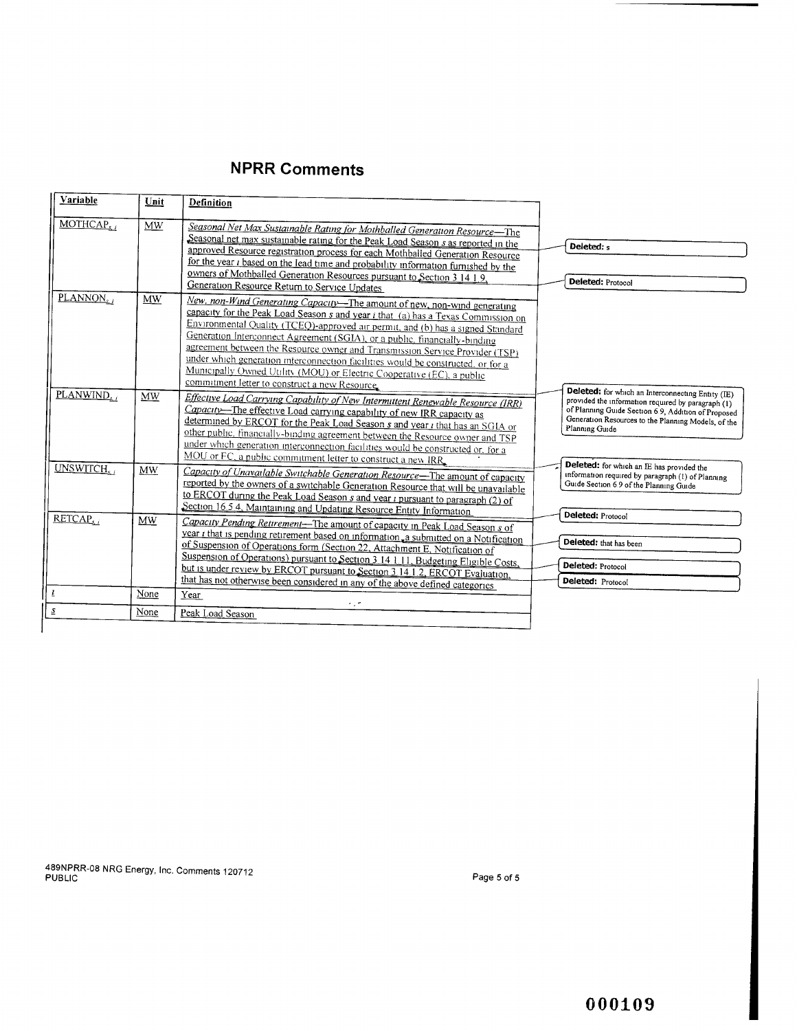## NPRR Comments

| Variable | Unit | Definition |
|---|---|---|
| $MOTHCAP_{s,i}$ | MW | *Seasonal Net Max Sustainable Rating for Mothballed Generation Resource*—The Seasonal net max sustainable rating for the Peak Load Season *s* as reported in the approved Resource registration process for each Mothballed Generation Resource for the year *i* based on the lead time and probability information furnished by the owners of Mothballed Generation Resources pursuant to Section 3 14 1 9, Generation Resource Return to Service Updates |
| $PLANNON_{s,i}$ | MW | *New, non-Wind Generating Capacity*—The amount of new, non-wind generating capacity for the Peak Load Season *s* and year *i* that (a) has a Texas Commission on Environmental Quality (TCEQ)-approved air permit, and (b) has a signed Standard Generation Interconnect Agreement (SGIA), or a public, financially-binding agreement between the Resource owner and Transmission Service Provider (TSP) under which generation interconnection facilities would be constructed, or for a Municipally Owned Utility (MOU) or Electric Cooperative (EC), a public commitment letter to construct a new Resource |
| $PLANWIND_{s,i}$ | MW | *Effective Load Carrying Capability of New Intermittent Renewable Resource (IRR) Capacity*—The effective Load carrying capability of new IRR capacity as determined by ERCOT for the Peak Load Season *s* and year *i* that has an SGIA or other public, financially-binding agreement between the Resource owner and TSP under which generation interconnection facilities would be constructed or, for a MOU or EC, a public commitment letter to construct a new IRR |
| $UNSWITCH_{s,i}$ | MW | *Capacity of Unavailable Switchable Generation Resource*—The amount of capacity reported by the owners of a switchable Generation Resource that will be unavailable to ERCOT during the Peak Load Season *s* and year *i* pursuant to paragraph (2) of Section 16 5 4, Maintaining and Updating Resource Entity Information |
| $RETCAP_{s,i}$ | MW | *Capacity Pending Retirement*—The amount of capacity in Peak Load Season *s* of year *i* that is pending retirement based on information a submitted on a Notification of Suspension of Operations form (Section 22, Attachment E, Notification of Suspension of Operations) pursuant to Section 3 14 1 11, Budgeting Eligible Costs, but is under review by ERCOT pursuant to Section 3 14 1 2, ERCOT Evaluation, that has not otherwise been considered in any of the above defined categories |
| *i* | None | Year |
| *s* | None | Peak Load Season |

Deleted: s

Deleted: Protocol

Deleted: for which an Interconnecting Entity (IE) provided the information required by paragraph (1) of Planning Guide Section 6 9, Addition of Proposed Generation Resources to the Planning Models, of the Planning Guide

Deleted: for which an IE has provided the information required by paragraph (1) of Planning Guide Section 6 9 of the Planning Guide

Deleted: Protocol

Deleted: that has been

Deleted: Protocol

Deleted: Protocol

489NPRR-08 NRG Energy, Inc. Comments 120712
PUBLIC

000109